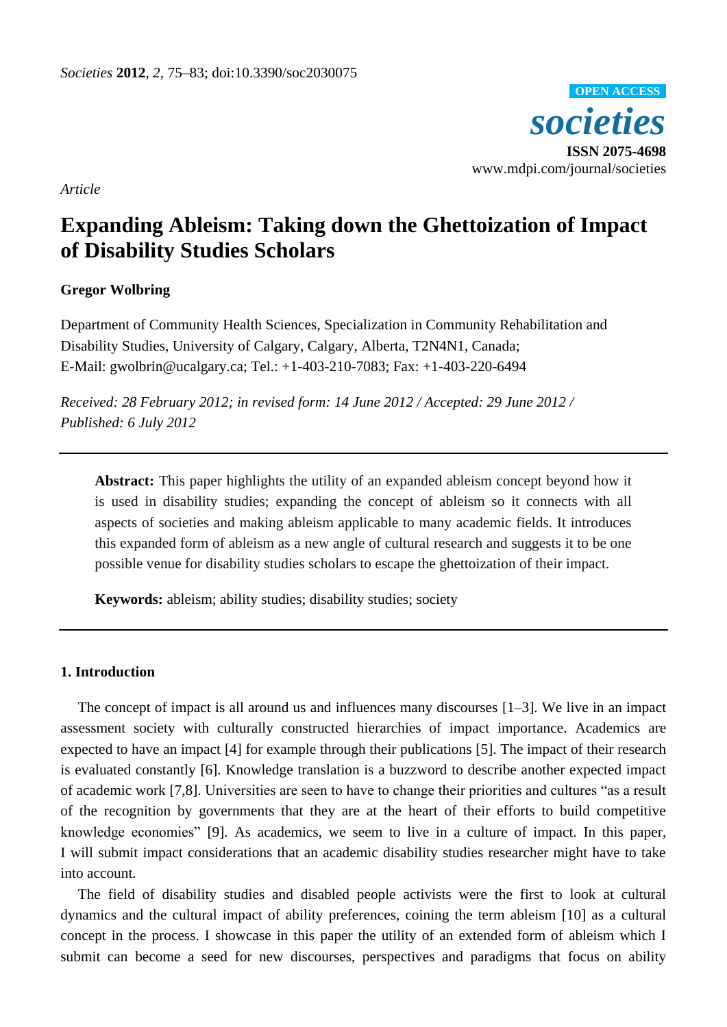*Article*

# Expanding Ableism: Taking down the Ghettoization of Impact of Disability Studies Scholars

**Gregor Wolbring**

Department of Community Health Sciences, Specialization in Community Rehabilitation and Disability Studies, University of Calgary, Calgary, Alberta, T2N4N1, Canada; E-Mail: gwolbrin@ucalgary.ca; Tel.: +1-403-210-7083; Fax: +1-403-220-6494

*Received: 28 February 2012; in revised form: 14 June 2012 / Accepted: 29 June 2012 / Published: 6 July 2012*

---

**Abstract:** This paper highlights the utility of an expanded ableism concept beyond how it is used in disability studies; expanding the concept of ableism so it connects with all aspects of societies and making ableism applicable to many academic fields. It introduces this expanded form of ableism as a new angle of cultural research and suggests it to be one possible venue for disability studies scholars to escape the ghettoization of their impact.

**Keywords:** ableism; ability studies; disability studies; society

---

## 1. Introduction

The concept of impact is all around us and influences many discourses [1–3]. We live in an impact assessment society with culturally constructed hierarchies of impact importance. Academics are expected to have an impact [4] for example through their publications [5]. The impact of their research is evaluated constantly [6]. Knowledge translation is a buzzword to describe another expected impact of academic work [7,8]. Universities are seen to have to change their priorities and cultures "as a result of the recognition by governments that they are at the heart of their efforts to build competitive knowledge economies" [9]. As academics, we seem to live in a culture of impact. In this paper, I will submit impact considerations that an academic disability studies researcher might have to take into account.

The field of disability studies and disabled people activists were the first to look at cultural dynamics and the cultural impact of ability preferences, coining the term ableism [10] as a cultural concept in the process. I showcase in this paper the utility of an extended form of ableism which I submit can become a seed for new discourses, perspectives and paradigms that focus on ability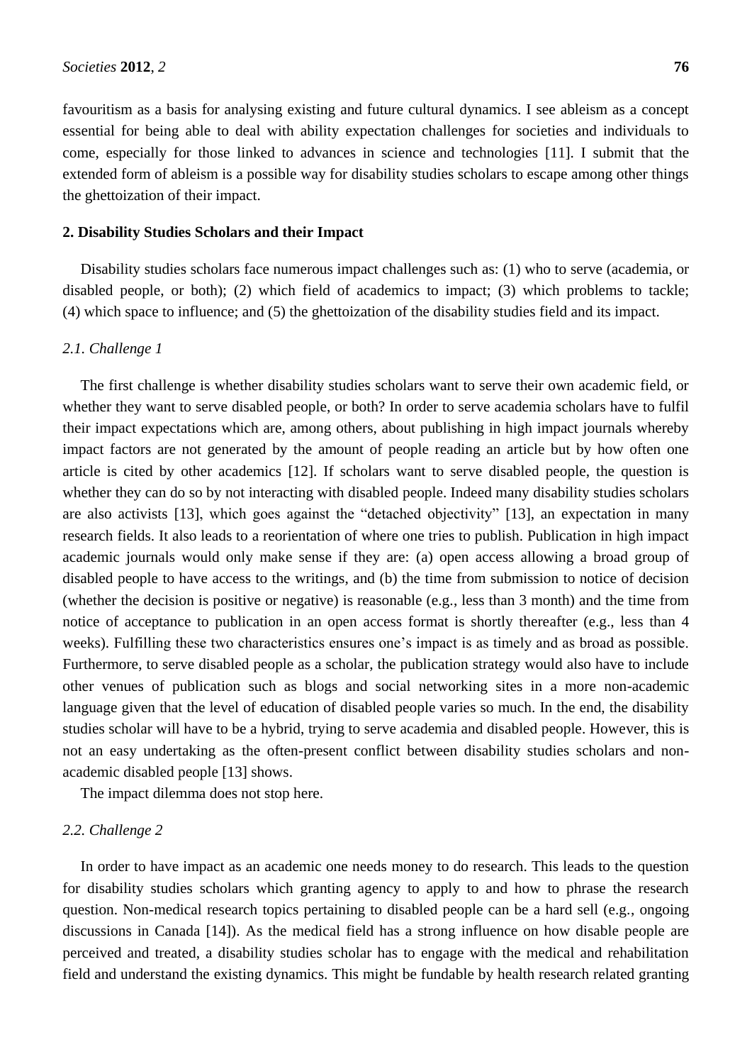favouritism as a basis for analysing existing and future cultural dynamics. I see ableism as a concept essential for being able to deal with ability expectation challenges for societies and individuals to come, especially for those linked to advances in science and technologies [11]. I submit that the extended form of ableism is a possible way for disability studies scholars to escape among other things the ghettoization of their impact.

## 2. Disability Studies Scholars and their Impact

Disability studies scholars face numerous impact challenges such as: (1) who to serve (academia, or disabled people, or both); (2) which field of academics to impact; (3) which problems to tackle; (4) which space to influence; and (5) the ghettoization of the disability studies field and its impact.

### *2.1. Challenge 1*

The first challenge is whether disability studies scholars want to serve their own academic field, or whether they want to serve disabled people, or both? In order to serve academia scholars have to fulfil their impact expectations which are, among others, about publishing in high impact journals whereby impact factors are not generated by the amount of people reading an article but by how often one article is cited by other academics [12]. If scholars want to serve disabled people, the question is whether they can do so by not interacting with disabled people. Indeed many disability studies scholars are also activists [13], which goes against the "detached objectivity" [13], an expectation in many research fields. It also leads to a reorientation of where one tries to publish. Publication in high impact academic journals would only make sense if they are: (a) open access allowing a broad group of disabled people to have access to the writings, and (b) the time from submission to notice of decision (whether the decision is positive or negative) is reasonable (e.g., less than 3 month) and the time from notice of acceptance to publication in an open access format is shortly thereafter (e.g., less than 4 weeks). Fulfilling these two characteristics ensures one's impact is as timely and as broad as possible. Furthermore, to serve disabled people as a scholar, the publication strategy would also have to include other venues of publication such as blogs and social networking sites in a more non-academic language given that the level of education of disabled people varies so much. In the end, the disability studies scholar will have to be a hybrid, trying to serve academia and disabled people. However, this is not an easy undertaking as the often-present conflict between disability studies scholars and non-academic disabled people [13] shows.

The impact dilemma does not stop here.

### *2.2. Challenge 2*

In order to have impact as an academic one needs money to do research. This leads to the question for disability studies scholars which granting agency to apply to and how to phrase the research question. Non-medical research topics pertaining to disabled people can be a hard sell (e.g., ongoing discussions in Canada [14]). As the medical field has a strong influence on how disable people are perceived and treated, a disability studies scholar has to engage with the medical and rehabilitation field and understand the existing dynamics. This might be fundable by health research related granting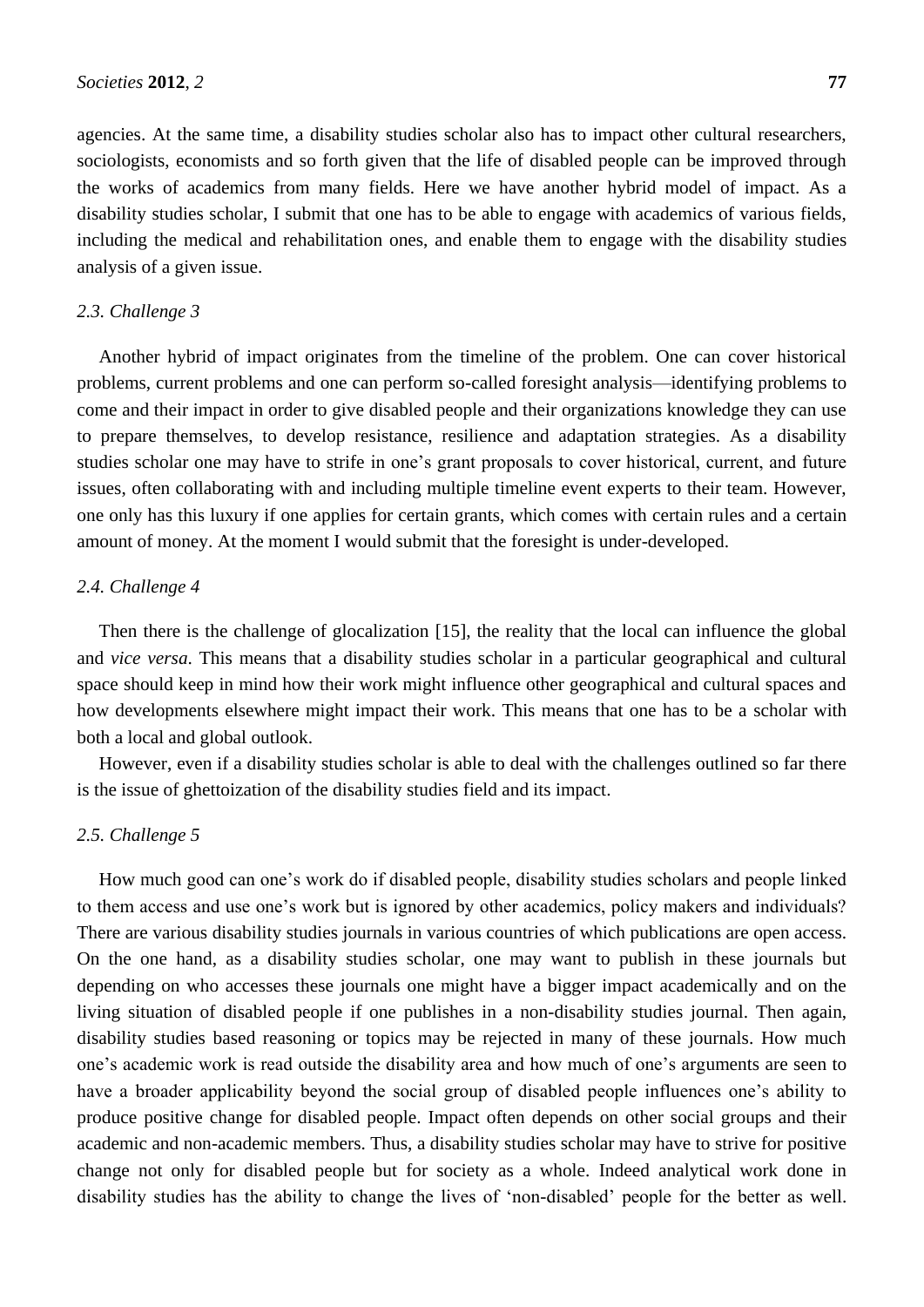agencies. At the same time, a disability studies scholar also has to impact other cultural researchers, sociologists, economists and so forth given that the life of disabled people can be improved through the works of academics from many fields. Here we have another hybrid model of impact. As a disability studies scholar, I submit that one has to be able to engage with academics of various fields, including the medical and rehabilitation ones, and enable them to engage with the disability studies analysis of a given issue.

### *2.3. Challenge 3*

Another hybrid of impact originates from the timeline of the problem. One can cover historical problems, current problems and one can perform so-called foresight analysis—identifying problems to come and their impact in order to give disabled people and their organizations knowledge they can use to prepare themselves, to develop resistance, resilience and adaptation strategies. As a disability studies scholar one may have to strife in one's grant proposals to cover historical, current, and future issues, often collaborating with and including multiple timeline event experts to their team. However, one only has this luxury if one applies for certain grants, which comes with certain rules and a certain amount of money. At the moment I would submit that the foresight is under-developed.

### *2.4. Challenge 4*

Then there is the challenge of glocalization [15], the reality that the local can influence the global and *vice versa*. This means that a disability studies scholar in a particular geographical and cultural space should keep in mind how their work might influence other geographical and cultural spaces and how developments elsewhere might impact their work. This means that one has to be a scholar with both a local and global outlook.

However, even if a disability studies scholar is able to deal with the challenges outlined so far there is the issue of ghettoization of the disability studies field and its impact.

### *2.5. Challenge 5*

How much good can one's work do if disabled people, disability studies scholars and people linked to them access and use one's work but is ignored by other academics, policy makers and individuals? There are various disability studies journals in various countries of which publications are open access. On the one hand, as a disability studies scholar, one may want to publish in these journals but depending on who accesses these journals one might have a bigger impact academically and on the living situation of disabled people if one publishes in a non-disability studies journal. Then again, disability studies based reasoning or topics may be rejected in many of these journals. How much one's academic work is read outside the disability area and how much of one's arguments are seen to have a broader applicability beyond the social group of disabled people influences one's ability to produce positive change for disabled people. Impact often depends on other social groups and their academic and non-academic members. Thus, a disability studies scholar may have to strive for positive change not only for disabled people but for society as a whole. Indeed analytical work done in disability studies has the ability to change the lives of 'non-disabled' people for the better as well.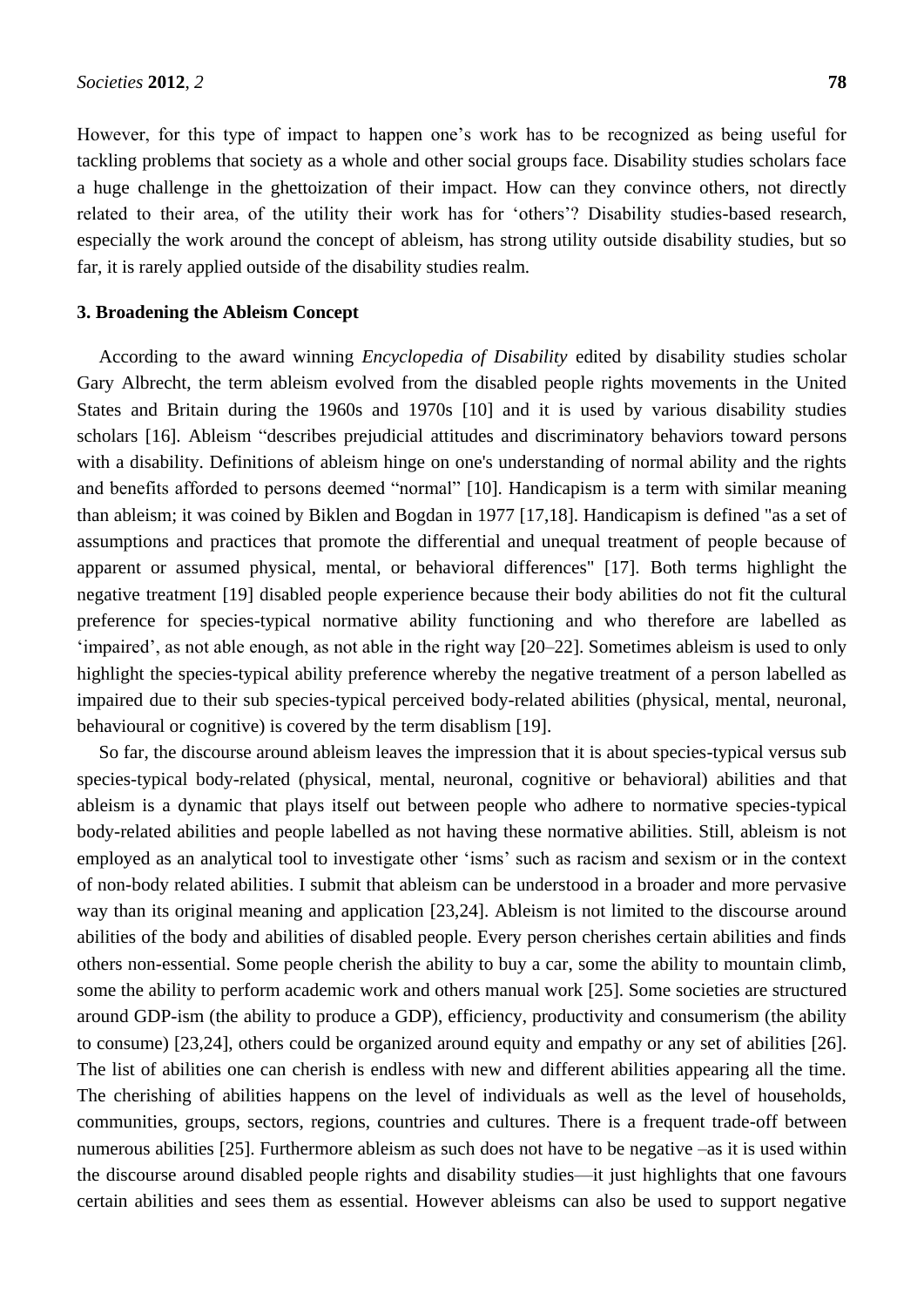However, for this type of impact to happen one's work has to be recognized as being useful for tackling problems that society as a whole and other social groups face. Disability studies scholars face a huge challenge in the ghettoization of their impact. How can they convince others, not directly related to their area, of the utility their work has for 'others'? Disability studies-based research, especially the work around the concept of ableism, has strong utility outside disability studies, but so far, it is rarely applied outside of the disability studies realm.

## 3. Broadening the Ableism Concept

According to the award winning *Encyclopedia of Disability* edited by disability studies scholar Gary Albrecht, the term ableism evolved from the disabled people rights movements in the United States and Britain during the 1960s and 1970s [10] and it is used by various disability studies scholars [16]. Ableism "describes prejudicial attitudes and discriminatory behaviors toward persons with a disability. Definitions of ableism hinge on one's understanding of normal ability and the rights and benefits afforded to persons deemed "normal" [10]. Handicapism is a term with similar meaning than ableism; it was coined by Biklen and Bogdan in 1977 [17,18]. Handicapism is defined "as a set of assumptions and practices that promote the differential and unequal treatment of people because of apparent or assumed physical, mental, or behavioral differences" [17]. Both terms highlight the negative treatment [19] disabled people experience because their body abilities do not fit the cultural preference for species-typical normative ability functioning and who therefore are labelled as 'impaired', as not able enough, as not able in the right way [20–22]. Sometimes ableism is used to only highlight the species-typical ability preference whereby the negative treatment of a person labelled as impaired due to their sub species-typical perceived body-related abilities (physical, mental, neuronal, behavioural or cognitive) is covered by the term disablism [19].

So far, the discourse around ableism leaves the impression that it is about species-typical versus sub species-typical body-related (physical, mental, neuronal, cognitive or behavioral) abilities and that ableism is a dynamic that plays itself out between people who adhere to normative species-typical body-related abilities and people labelled as not having these normative abilities. Still, ableism is not employed as an analytical tool to investigate other 'isms' such as racism and sexism or in the context of non-body related abilities. I submit that ableism can be understood in a broader and more pervasive way than its original meaning and application [23,24]. Ableism is not limited to the discourse around abilities of the body and abilities of disabled people. Every person cherishes certain abilities and finds others non-essential. Some people cherish the ability to buy a car, some the ability to mountain climb, some the ability to perform academic work and others manual work [25]. Some societies are structured around GDP-ism (the ability to produce a GDP), efficiency, productivity and consumerism (the ability to consume) [23,24], others could be organized around equity and empathy or any set of abilities [26]. The list of abilities one can cherish is endless with new and different abilities appearing all the time. The cherishing of abilities happens on the level of individuals as well as the level of households, communities, groups, sectors, regions, countries and cultures. There is a frequent trade-off between numerous abilities [25]. Furthermore ableism as such does not have to be negative –as it is used within the discourse around disabled people rights and disability studies—it just highlights that one favours certain abilities and sees them as essential. However ableisms can also be used to support negative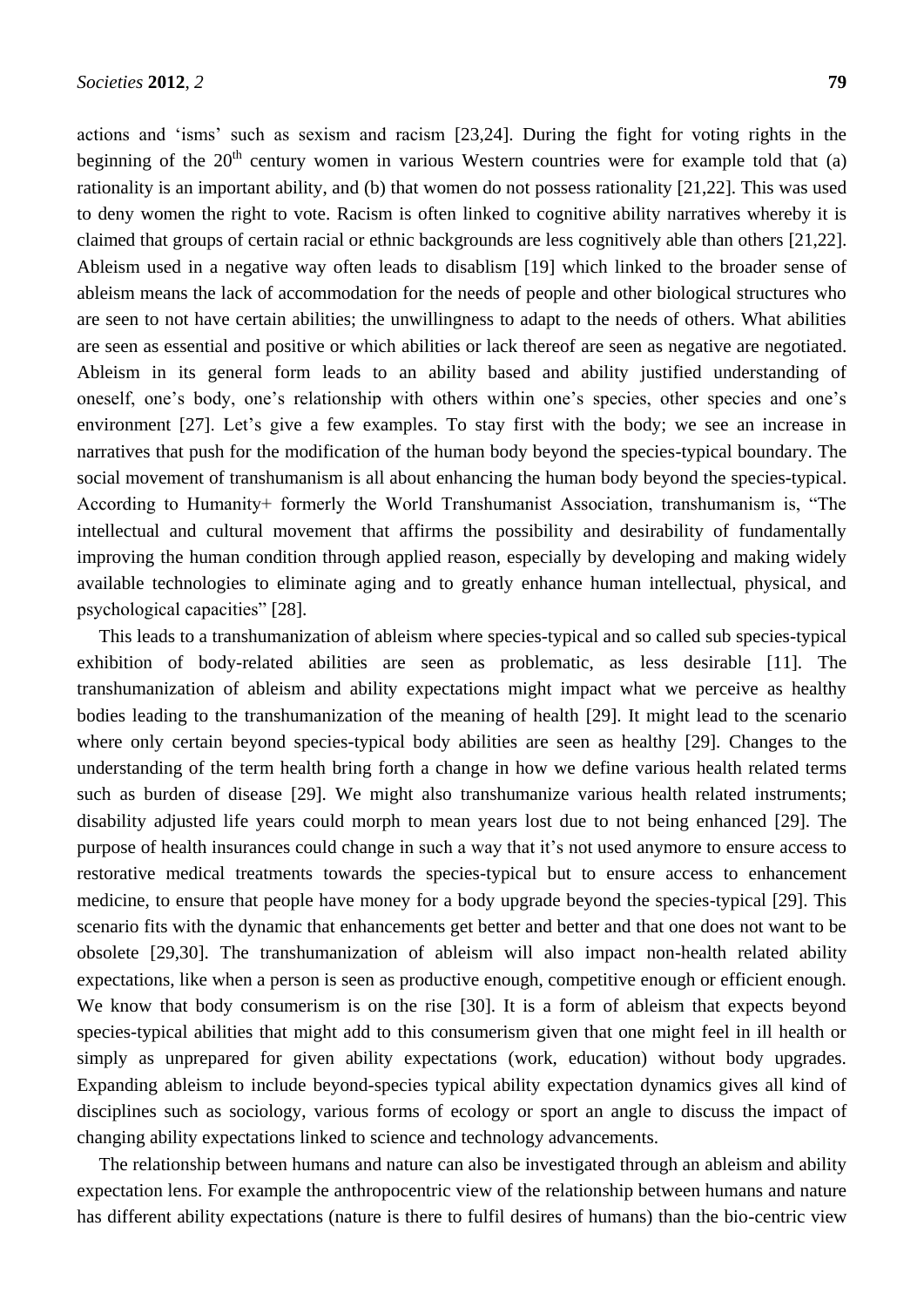actions and 'isms' such as sexism and racism [23,24]. During the fight for voting rights in the beginning of the 20th century women in various Western countries were for example told that (a) rationality is an important ability, and (b) that women do not possess rationality [21,22]. This was used to deny women the right to vote. Racism is often linked to cognitive ability narratives whereby it is claimed that groups of certain racial or ethnic backgrounds are less cognitively able than others [21,22]. Ableism used in a negative way often leads to disablism [19] which linked to the broader sense of ableism means the lack of accommodation for the needs of people and other biological structures who are seen to not have certain abilities; the unwillingness to adapt to the needs of others. What abilities are seen as essential and positive or which abilities or lack thereof are seen as negative are negotiated. Ableism in its general form leads to an ability based and ability justified understanding of oneself, one's body, one's relationship with others within one's species, other species and one's environment [27]. Let's give a few examples. To stay first with the body; we see an increase in narratives that push for the modification of the human body beyond the species-typical boundary. The social movement of transhumanism is all about enhancing the human body beyond the species-typical. According to Humanity+ formerly the World Transhumanist Association, transhumanism is, "The intellectual and cultural movement that affirms the possibility and desirability of fundamentally improving the human condition through applied reason, especially by developing and making widely available technologies to eliminate aging and to greatly enhance human intellectual, physical, and psychological capacities" [28].

This leads to a transhumanization of ableism where species-typical and so called sub species-typical exhibition of body-related abilities are seen as problematic, as less desirable [11]. The transhumanization of ableism and ability expectations might impact what we perceive as healthy bodies leading to the transhumanization of the meaning of health [29]. It might lead to the scenario where only certain beyond species-typical body abilities are seen as healthy [29]. Changes to the understanding of the term health bring forth a change in how we define various health related terms such as burden of disease [29]. We might also transhumanize various health related instruments; disability adjusted life years could morph to mean years lost due to not being enhanced [29]. The purpose of health insurances could change in such a way that it's not used anymore to ensure access to restorative medical treatments towards the species-typical but to ensure access to enhancement medicine, to ensure that people have money for a body upgrade beyond the species-typical [29]. This scenario fits with the dynamic that enhancements get better and better and that one does not want to be obsolete [29,30]. The transhumanization of ableism will also impact non-health related ability expectations, like when a person is seen as productive enough, competitive enough or efficient enough. We know that body consumerism is on the rise [30]. It is a form of ableism that expects beyond species-typical abilities that might add to this consumerism given that one might feel in ill health or simply as unprepared for given ability expectations (work, education) without body upgrades. Expanding ableism to include beyond-species typical ability expectation dynamics gives all kind of disciplines such as sociology, various forms of ecology or sport an angle to discuss the impact of changing ability expectations linked to science and technology advancements.

The relationship between humans and nature can also be investigated through an ableism and ability expectation lens. For example the anthropocentric view of the relationship between humans and nature has different ability expectations (nature is there to fulfil desires of humans) than the bio-centric view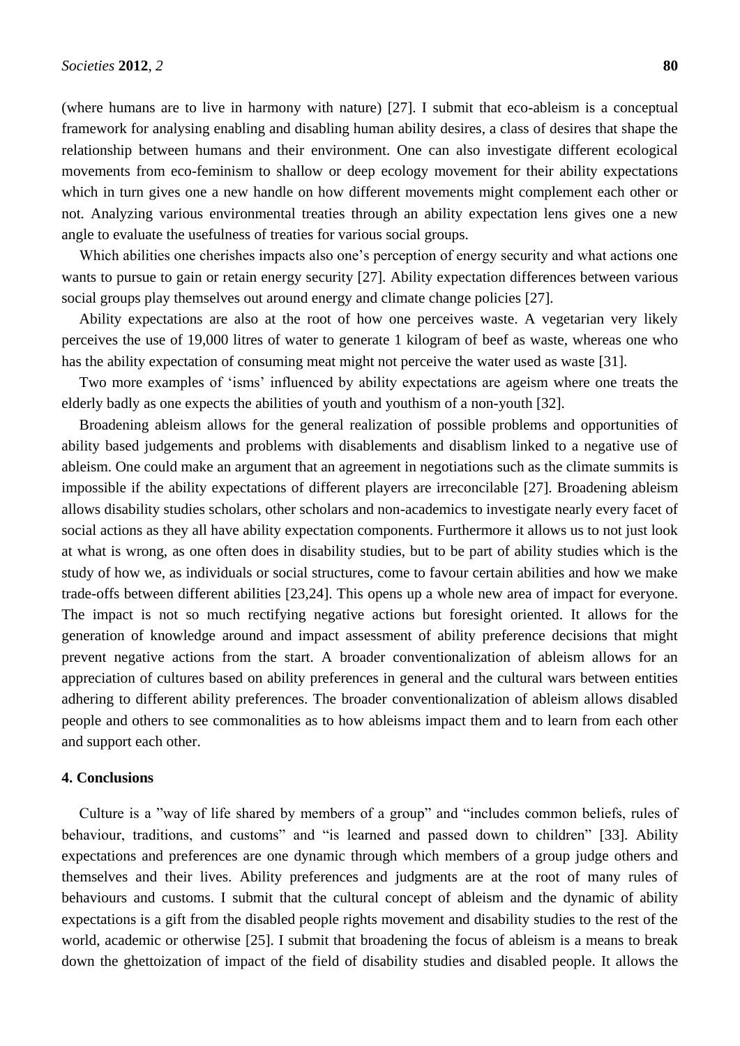(where humans are to live in harmony with nature) [27]. I submit that eco-ableism is a conceptual framework for analysing enabling and disabling human ability desires, a class of desires that shape the relationship between humans and their environment. One can also investigate different ecological movements from eco-feminism to shallow or deep ecology movement for their ability expectations which in turn gives one a new handle on how different movements might complement each other or not. Analyzing various environmental treaties through an ability expectation lens gives one a new angle to evaluate the usefulness of treaties for various social groups.

Which abilities one cherishes impacts also one's perception of energy security and what actions one wants to pursue to gain or retain energy security [27]. Ability expectation differences between various social groups play themselves out around energy and climate change policies [27].

Ability expectations are also at the root of how one perceives waste. A vegetarian very likely perceives the use of 19,000 litres of water to generate 1 kilogram of beef as waste, whereas one who has the ability expectation of consuming meat might not perceive the water used as waste [31].

Two more examples of 'isms' influenced by ability expectations are ageism where one treats the elderly badly as one expects the abilities of youth and youthism of a non-youth [32].

Broadening ableism allows for the general realization of possible problems and opportunities of ability based judgements and problems with disablements and disablism linked to a negative use of ableism. One could make an argument that an agreement in negotiations such as the climate summits is impossible if the ability expectations of different players are irreconcilable [27]. Broadening ableism allows disability studies scholars, other scholars and non-academics to investigate nearly every facet of social actions as they all have ability expectation components. Furthermore it allows us to not just look at what is wrong, as one often does in disability studies, but to be part of ability studies which is the study of how we, as individuals or social structures, come to favour certain abilities and how we make trade-offs between different abilities [23,24]. This opens up a whole new area of impact for everyone. The impact is not so much rectifying negative actions but foresight oriented. It allows for the generation of knowledge around and impact assessment of ability preference decisions that might prevent negative actions from the start. A broader conventionalization of ableism allows for an appreciation of cultures based on ability preferences in general and the cultural wars between entities adhering to different ability preferences. The broader conventionalization of ableism allows disabled people and others to see commonalities as to how ableisms impact them and to learn from each other and support each other.

## 4. Conclusions

Culture is a "way of life shared by members of a group" and "includes common beliefs, rules of behaviour, traditions, and customs" and "is learned and passed down to children" [33]. Ability expectations and preferences are one dynamic through which members of a group judge others and themselves and their lives. Ability preferences and judgments are at the root of many rules of behaviours and customs. I submit that the cultural concept of ableism and the dynamic of ability expectations is a gift from the disabled people rights movement and disability studies to the rest of the world, academic or otherwise [25]. I submit that broadening the focus of ableism is a means to break down the ghettoization of impact of the field of disability studies and disabled people. It allows the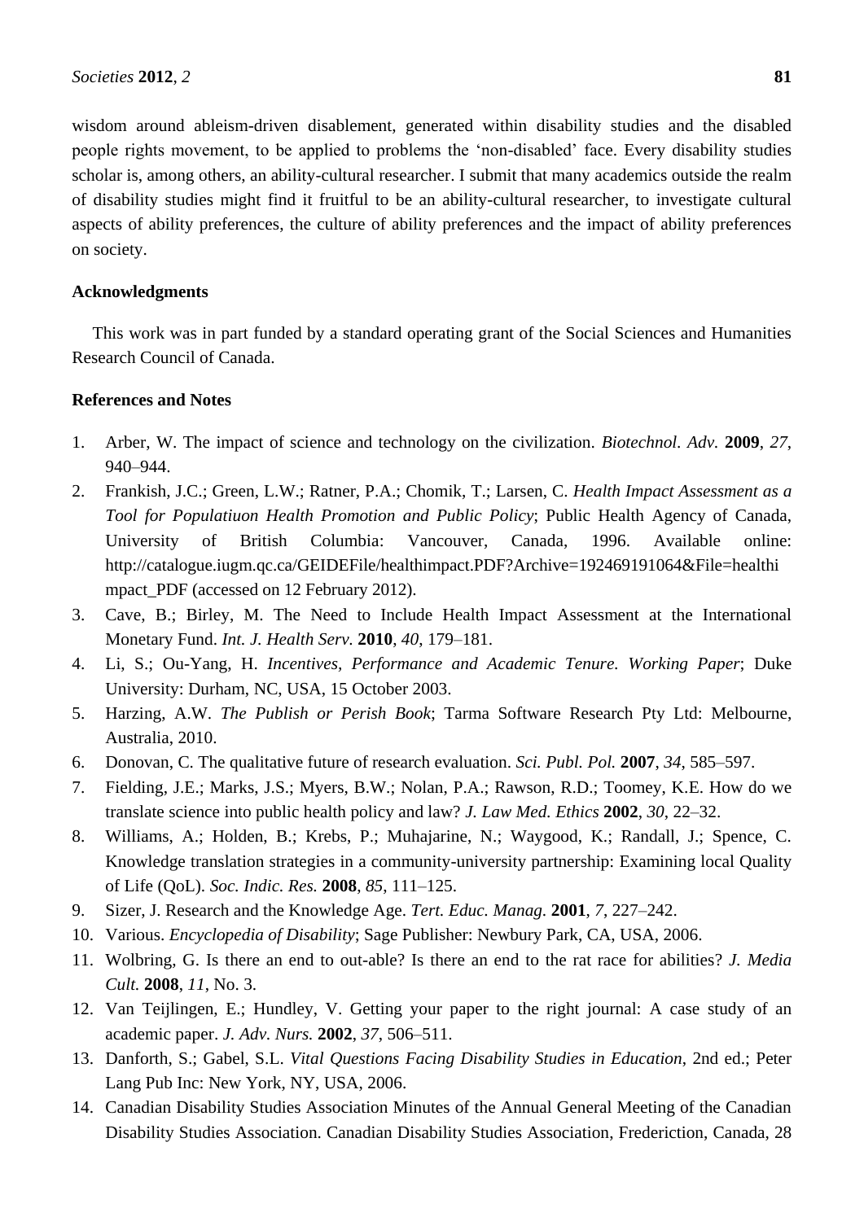wisdom around ableism-driven disablement, generated within disability studies and the disabled people rights movement, to be applied to problems the 'non-disabled' face. Every disability studies scholar is, among others, an ability-cultural researcher. I submit that many academics outside the realm of disability studies might find it fruitful to be an ability-cultural researcher, to investigate cultural aspects of ability preferences, the culture of ability preferences and the impact of ability preferences on society.

## Acknowledgments

This work was in part funded by a standard operating grant of the Social Sciences and Humanities Research Council of Canada.

## References and Notes

1. Arber, W. The impact of science and technology on the civilization. *Biotechnol. Adv.* **2009**, *27*, 940–944.
2. Frankish, J.C.; Green, L.W.; Ratner, P.A.; Chomik, T.; Larsen, C. *Health Impact Assessment as a Tool for Populatiuon Health Promotion and Public Policy*; Public Health Agency of Canada, University of British Columbia: Vancouver, Canada, 1996. Available online: http://catalogue.iugm.qc.ca/GEIDEFile/healthimpact.PDF?Archive=192469191064&File=healthimpact_PDF (accessed on 12 February 2012).
3. Cave, B.; Birley, M. The Need to Include Health Impact Assessment at the International Monetary Fund. *Int. J. Health Serv.* **2010**, *40*, 179–181.
4. Li, S.; Ou-Yang, H. *Incentives, Performance and Academic Tenure. Working Paper*; Duke University: Durham, NC, USA, 15 October 2003.
5. Harzing, A.W. *The Publish or Perish Book*; Tarma Software Research Pty Ltd: Melbourne, Australia, 2010.
6. Donovan, C. The qualitative future of research evaluation. *Sci. Publ. Pol.* **2007**, *34*, 585–597.
7. Fielding, J.E.; Marks, J.S.; Myers, B.W.; Nolan, P.A.; Rawson, R.D.; Toomey, K.E. How do we translate science into public health policy and law? *J. Law Med. Ethics* **2002**, *30*, 22–32.
8. Williams, A.; Holden, B.; Krebs, P.; Muhajarine, N.; Waygood, K.; Randall, J.; Spence, C. Knowledge translation strategies in a community-university partnership: Examining local Quality of Life (QoL). *Soc. Indic. Res.* **2008**, *85*, 111–125.
9. Sizer, J. Research and the Knowledge Age. *Tert. Educ. Manag.* **2001**, *7*, 227–242.
10. Various. *Encyclopedia of Disability*; Sage Publisher: Newbury Park, CA, USA, 2006.
11. Wolbring, G. Is there an end to out-able? Is there an end to the rat race for abilities? *J. Media Cult.* **2008**, *11*, No. 3.
12. Van Teijlingen, E.; Hundley, V. Getting your paper to the right journal: A case study of an academic paper. *J. Adv. Nurs.* **2002**, *37*, 506–511.
13. Danforth, S.; Gabel, S.L. *Vital Questions Facing Disability Studies in Education*, 2nd ed.; Peter Lang Pub Inc: New York, NY, USA, 2006.
14. Canadian Disability Studies Association Minutes of the Annual General Meeting of the Canadian Disability Studies Association. Canadian Disability Studies Association, Frederiction, Canada, 28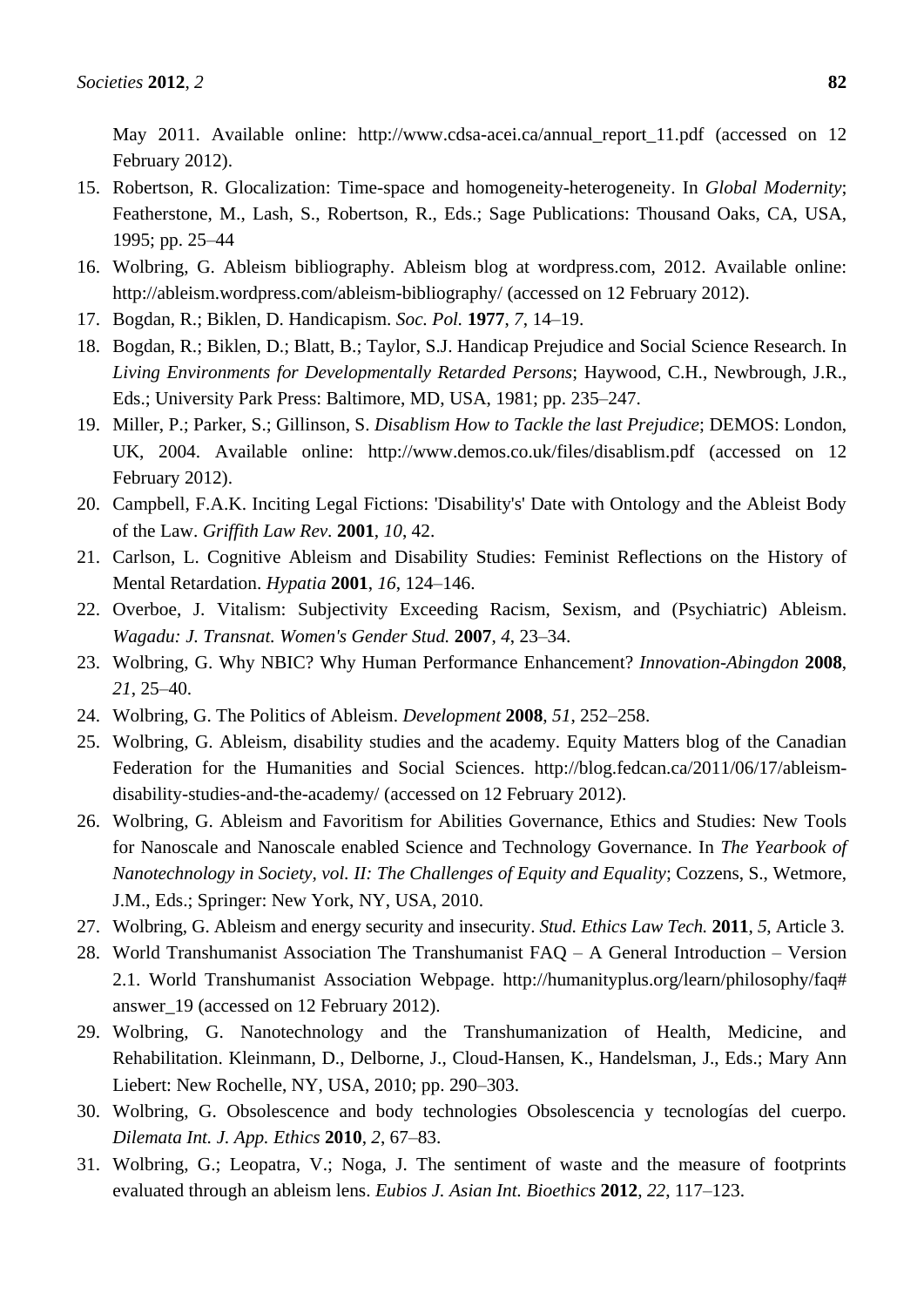May 2011. Available online: http://www.cdsa-acei.ca/annual_report_11.pdf (accessed on 12 February 2012).

15. Robertson, R. Glocalization: Time-space and homogeneity-heterogeneity. In *Global Modernity*; Featherstone, M., Lash, S., Robertson, R., Eds.; Sage Publications: Thousand Oaks, CA, USA, 1995; pp. 25–44
16. Wolbring, G. Ableism bibliography. Ableism blog at wordpress.com, 2012. Available online: http://ableism.wordpress.com/ableism-bibliography/ (accessed on 12 February 2012).
17. Bogdan, R.; Biklen, D. Handicapism. *Soc. Pol.* **1977**, *7*, 14–19.
18. Bogdan, R.; Biklen, D.; Blatt, B.; Taylor, S.J. Handicap Prejudice and Social Science Research. In *Living Environments for Developmentally Retarded Persons*; Haywood, C.H., Newbrough, J.R., Eds.; University Park Press: Baltimore, MD, USA, 1981; pp. 235–247.
19. Miller, P.; Parker, S.; Gillinson, S. *Disablism How to Tackle the last Prejudice*; DEMOS: London, UK, 2004. Available online: http://www.demos.co.uk/files/disablism.pdf (accessed on 12 February 2012).
20. Campbell, F.A.K. Inciting Legal Fictions: 'Disability's' Date with Ontology and the Ableist Body of the Law. *Griffith Law Rev.* **2001**, *10*, 42.
21. Carlson, L. Cognitive Ableism and Disability Studies: Feminist Reflections on the History of Mental Retardation. *Hypatia* **2001**, *16*, 124–146.
22. Overboe, J. Vitalism: Subjectivity Exceeding Racism, Sexism, and (Psychiatric) Ableism. *Wagadu: J. Transnat. Women's Gender Stud.* **2007**, *4*, 23–34.
23. Wolbring, G. Why NBIC? Why Human Performance Enhancement? *Innovation-Abingdon* **2008**, *21*, 25–40.
24. Wolbring, G. The Politics of Ableism. *Development* **2008**, *51*, 252–258.
25. Wolbring, G. Ableism, disability studies and the academy. Equity Matters blog of the Canadian Federation for the Humanities and Social Sciences. http://blog.fedcan.ca/2011/06/17/ableism-disability-studies-and-the-academy/ (accessed on 12 February 2012).
26. Wolbring, G. Ableism and Favoritism for Abilities Governance, Ethics and Studies: New Tools for Nanoscale and Nanoscale enabled Science and Technology Governance. In *The Yearbook of Nanotechnology in Society, vol. II: The Challenges of Equity and Equality*; Cozzens, S., Wetmore, J.M., Eds.; Springer: New York, NY, USA, 2010.
27. Wolbring, G. Ableism and energy security and insecurity. *Stud. Ethics Law Tech.* **2011**, *5*, Article 3.
28. World Transhumanist Association The Transhumanist FAQ – A General Introduction – Version 2.1. World Transhumanist Association Webpage. http://humanityplus.org/learn/philosophy/faq#answer_19 (accessed on 12 February 2012).
29. Wolbring, G. Nanotechnology and the Transhumanization of Health, Medicine, and Rehabilitation. Kleinmann, D., Delborne, J., Cloud-Hansen, K., Handelsman, J., Eds.; Mary Ann Liebert: New Rochelle, NY, USA, 2010; pp. 290–303.
30. Wolbring, G. Obsolescence and body technologies Obsolescencia y tecnologías del cuerpo. *Dilemata Int. J. App. Ethics* **2010**, *2*, 67–83.
31. Wolbring, G.; Leopatra, V.; Noga, J. The sentiment of waste and the measure of footprints evaluated through an ableism lens. *Eubios J. Asian Int. Bioethics* **2012**, *22*, 117–123.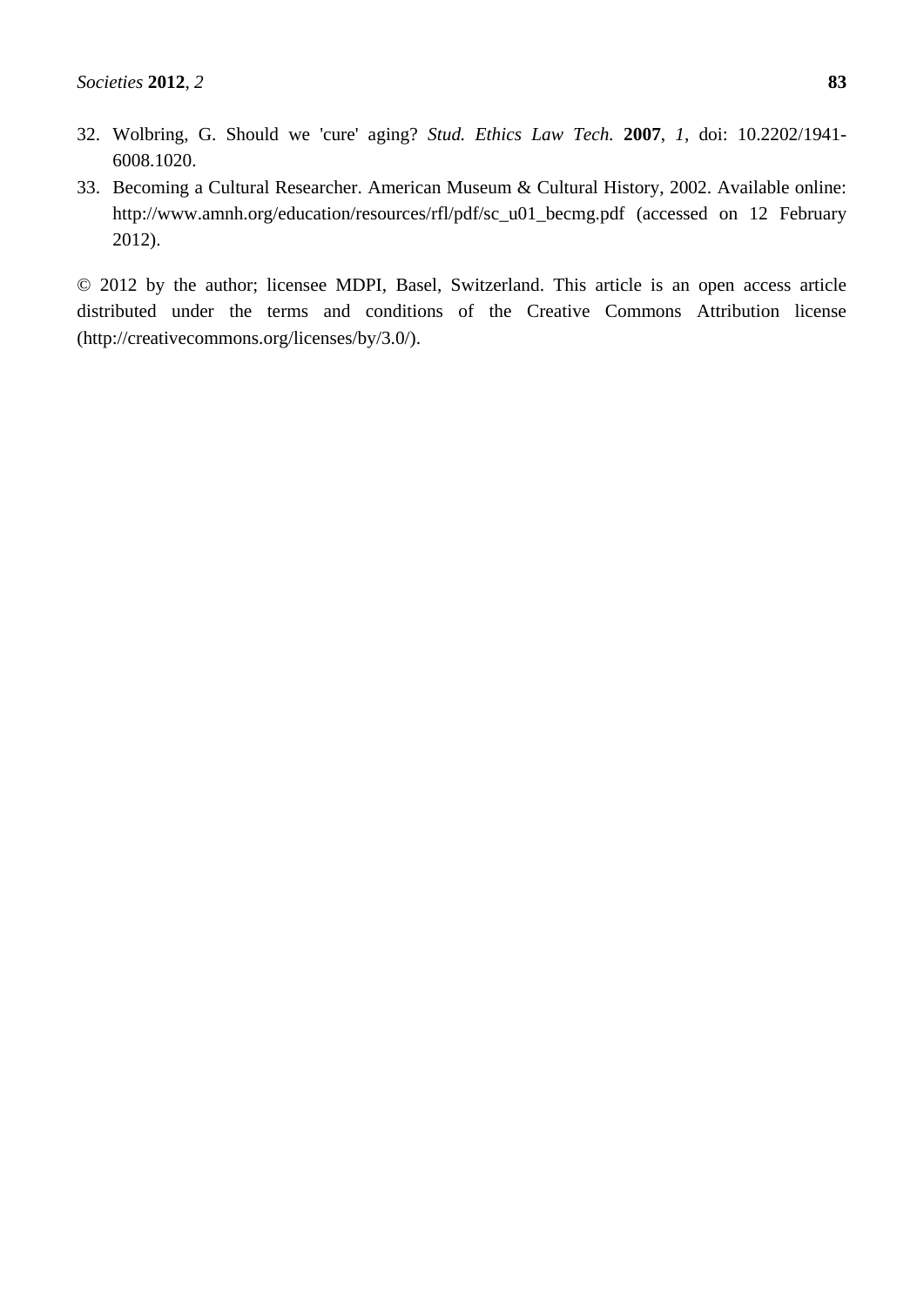32. Wolbring, G. Should we 'cure' aging? *Stud. Ethics Law Tech.* **2007**, *1*, doi: 10.2202/1941-6008.1020.
33. Becoming a Cultural Researcher. American Museum & Cultural History, 2002. Available online: http://www.amnh.org/education/resources/rfl/pdf/sc_u01_becmg.pdf (accessed on 12 February 2012).

© 2012 by the author; licensee MDPI, Basel, Switzerland. This article is an open access article distributed under the terms and conditions of the Creative Commons Attribution license (http://creativecommons.org/licenses/by/3.0/).